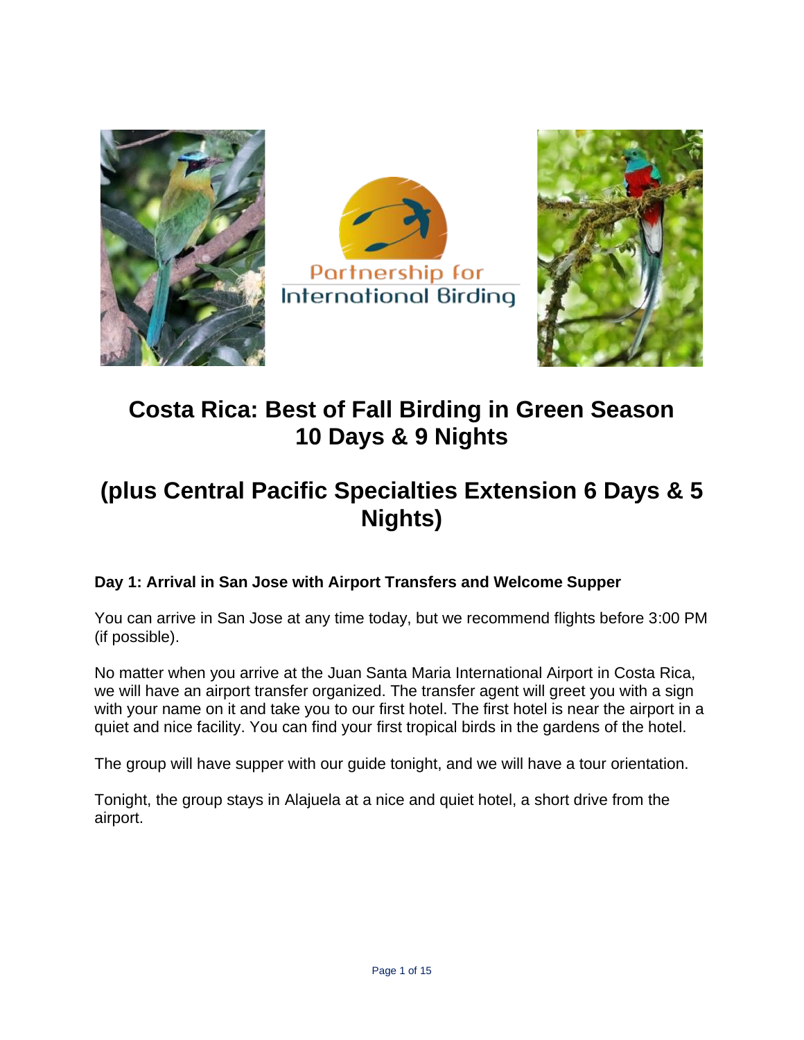Partnership for International Birding

# Costa Rica: Best of Fall Birding in Green Season 10 Days & 9 Nights

# (plus Central Pacific Specialties Extension 6 Days & 5 Nights)

**Day 1: Arrival in San Jose with Airport Transfers and Welcome Supper**

You can arrive in San Jose at any time today, but we recommend flights before 3:00 PM (if possible).

No matter when you arrive at the Juan Santa Maria International Airport in Costa Rica, we will have an airport transfer organized. The transfer agent will greet you with a sign with your name on it and take you to our first hotel. The first hotel is near the airport in a quiet and nice facility. You can find your first tropical birds in the gardens of the hotel.

The group will have supper with our guide tonight, and we will have a tour orientation.

Tonight, the group stays in Alajuela at a nice and quiet hotel, a short drive from the airport.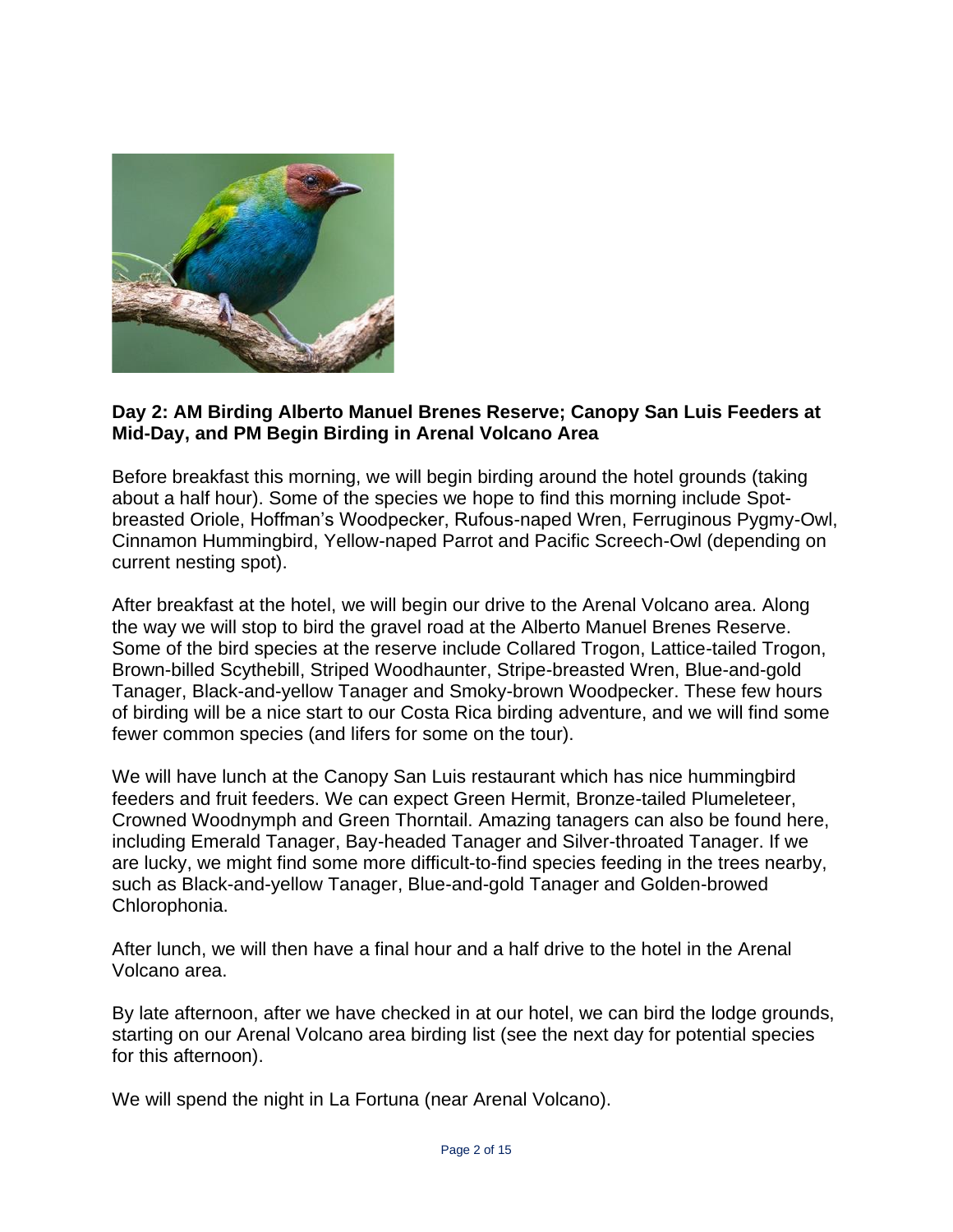**Day 2: AM Birding Alberto Manuel Brenes Reserve; Canopy San Luis Feeders at Mid-Day, and PM Begin Birding in Arenal Volcano Area**

Before breakfast this morning, we will begin birding around the hotel grounds (taking about a half hour). Some of the species we hope to find this morning include Spot-breasted Oriole, Hoffman's Woodpecker, Rufous-naped Wren, Ferruginous Pygmy-Owl, Cinnamon Hummingbird, Yellow-naped Parrot and Pacific Screech-Owl (depending on current nesting spot).

After breakfast at the hotel, we will begin our drive to the Arenal Volcano area. Along the way we will stop to bird the gravel road at the Alberto Manuel Brenes Reserve. Some of the bird species at the reserve include Collared Trogon, Lattice-tailed Trogon, Brown-billed Scythebill, Striped Woodhaunter, Stripe-breasted Wren, Blue-and-gold Tanager, Black-and-yellow Tanager and Smoky-brown Woodpecker. These few hours of birding will be a nice start to our Costa Rica birding adventure, and we will find some fewer common species (and lifers for some on the tour).

We will have lunch at the Canopy San Luis restaurant which has nice hummingbird feeders and fruit feeders. We can expect Green Hermit, Bronze-tailed Plumeleteer, Crowned Woodnymph and Green Thorntail. Amazing tanagers can also be found here, including Emerald Tanager, Bay-headed Tanager and Silver-throated Tanager. If we are lucky, we might find some more difficult-to-find species feeding in the trees nearby, such as Black-and-yellow Tanager, Blue-and-gold Tanager and Golden-browed Chlorophonia.

After lunch, we will then have a final hour and a half drive to the hotel in the Arenal Volcano area.

By late afternoon, after we have checked in at our hotel, we can bird the lodge grounds, starting on our Arenal Volcano area birding list (see the next day for potential species for this afternoon).

We will spend the night in La Fortuna (near Arenal Volcano).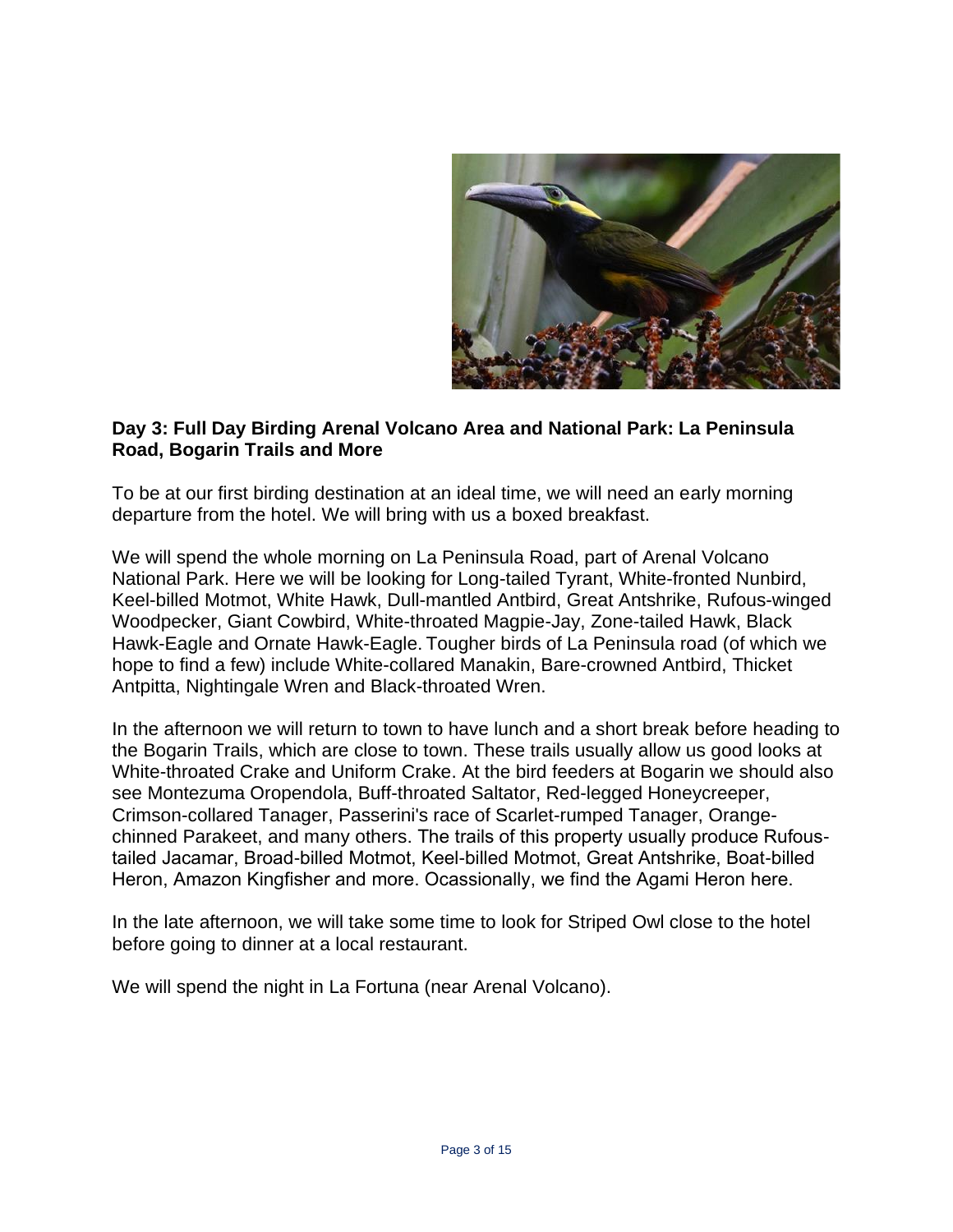**Day 3: Full Day Birding Arenal Volcano Area and National Park: La Peninsula Road, Bogarin Trails and More**

To be at our first birding destination at an ideal time, we will need an early morning departure from the hotel. We will bring with us a boxed breakfast.

We will spend the whole morning on La Peninsula Road, part of Arenal Volcano National Park. Here we will be looking for Long-tailed Tyrant, White-fronted Nunbird, Keel-billed Motmot, White Hawk, Dull-mantled Antbird, Great Antshrike, Rufous-winged Woodpecker, Giant Cowbird, White-throated Magpie-Jay, Zone-tailed Hawk, Black Hawk-Eagle and Ornate Hawk-Eagle. Tougher birds of La Peninsula road (of which we hope to find a few) include White-collared Manakin, Bare-crowned Antbird, Thicket Antpitta, Nightingale Wren and Black-throated Wren.

In the afternoon we will return to town to have lunch and a short break before heading to the Bogarin Trails, which are close to town. These trails usually allow us good looks at White-throated Crake and Uniform Crake. At the bird feeders at Bogarin we should also see Montezuma Oropendola, Buff-throated Saltator, Red-legged Honeycreeper, Crimson-collared Tanager, Passerini's race of Scarlet-rumped Tanager, Orange-chinned Parakeet, and many others. The trails of this property usually produce Rufous-tailed Jacamar, Broad-billed Motmot, Keel-billed Motmot, Great Antshrike, Boat-billed Heron, Amazon Kingfisher and more. Ocassionally, we find the Agami Heron here.

In the late afternoon, we will take some time to look for Striped Owl close to the hotel before going to dinner at a local restaurant.

We will spend the night in La Fortuna (near Arenal Volcano).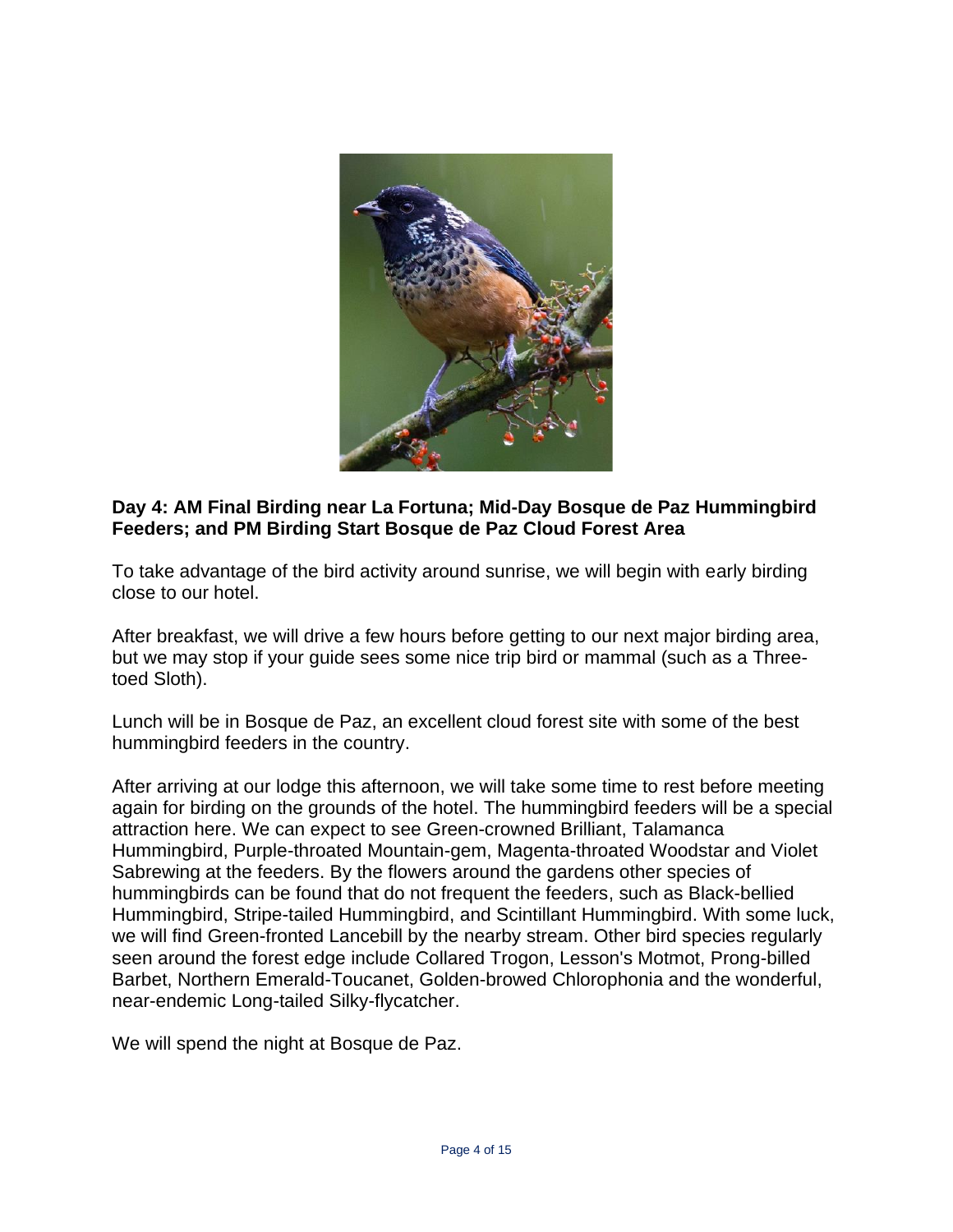**Day 4: AM Final Birding near La Fortuna; Mid-Day Bosque de Paz Hummingbird Feeders; and PM Birding Start Bosque de Paz Cloud Forest Area**

To take advantage of the bird activity around sunrise, we will begin with early birding close to our hotel.

After breakfast, we will drive a few hours before getting to our next major birding area, but we may stop if your guide sees some nice trip bird or mammal (such as a Three-toed Sloth).

Lunch will be in Bosque de Paz, an excellent cloud forest site with some of the best hummingbird feeders in the country.

After arriving at our lodge this afternoon, we will take some time to rest before meeting again for birding on the grounds of the hotel. The hummingbird feeders will be a special attraction here. We can expect to see Green-crowned Brilliant, Talamanca Hummingbird, Purple-throated Mountain-gem, Magenta-throated Woodstar and Violet Sabrewing at the feeders. By the flowers around the gardens other species of hummingbirds can be found that do not frequent the feeders, such as Black-bellied Hummingbird, Stripe-tailed Hummingbird, and Scintillant Hummingbird. With some luck, we will find Green-fronted Lancebill by the nearby stream. Other bird species regularly seen around the forest edge include Collared Trogon, Lesson's Motmot, Prong-billed Barbet, Northern Emerald-Toucanet, Golden-browed Chlorophonia and the wonderful, near-endemic Long-tailed Silky-flycatcher.

We will spend the night at Bosque de Paz.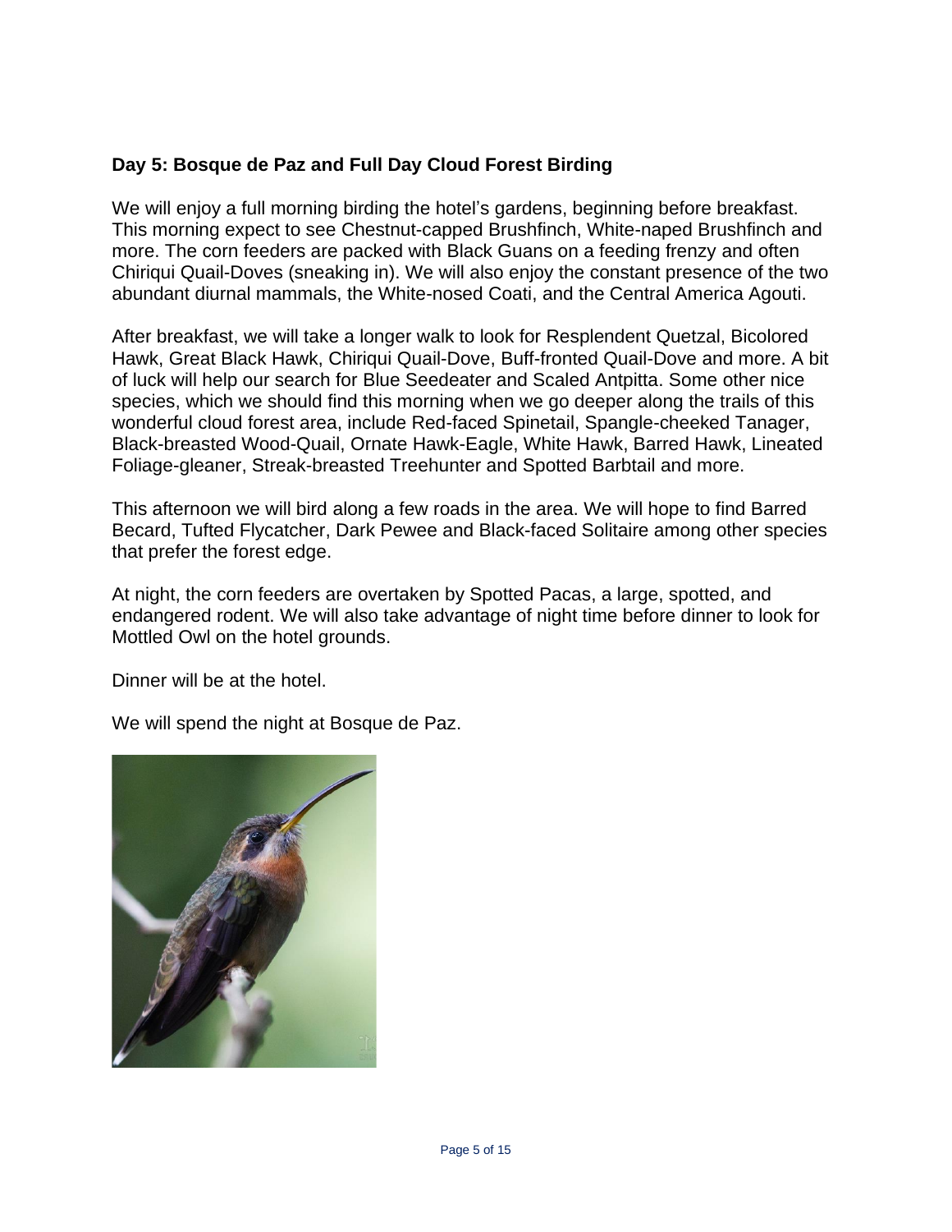## Day 5: Bosque de Paz and Full Day Cloud Forest Birding

We will enjoy a full morning birding the hotel's gardens, beginning before breakfast. This morning expect to see Chestnut-capped Brushfinch, White-naped Brushfinch and more. The corn feeders are packed with Black Guans on a feeding frenzy and often Chiriqui Quail-Doves (sneaking in). We will also enjoy the constant presence of the two abundant diurnal mammals, the White-nosed Coati, and the Central America Agouti.

After breakfast, we will take a longer walk to look for Resplendent Quetzal, Bicolored Hawk, Great Black Hawk, Chiriqui Quail-Dove, Buff-fronted Quail-Dove and more. A bit of luck will help our search for Blue Seedeater and Scaled Antpitta. Some other nice species, which we should find this morning when we go deeper along the trails of this wonderful cloud forest area, include Red-faced Spinetail, Spangle-cheeked Tanager, Black-breasted Wood-Quail, Ornate Hawk-Eagle, White Hawk, Barred Hawk, Lineated Foliage-gleaner, Streak-breasted Treehunter and Spotted Barbtail and more.

This afternoon we will bird along a few roads in the area. We will hope to find Barred Becard, Tufted Flycatcher, Dark Pewee and Black-faced Solitaire among other species that prefer the forest edge.

At night, the corn feeders are overtaken by Spotted Pacas, a large, spotted, and endangered rodent. We will also take advantage of night time before dinner to look for Mottled Owl on the hotel grounds.

Dinner will be at the hotel.

We will spend the night at Bosque de Paz.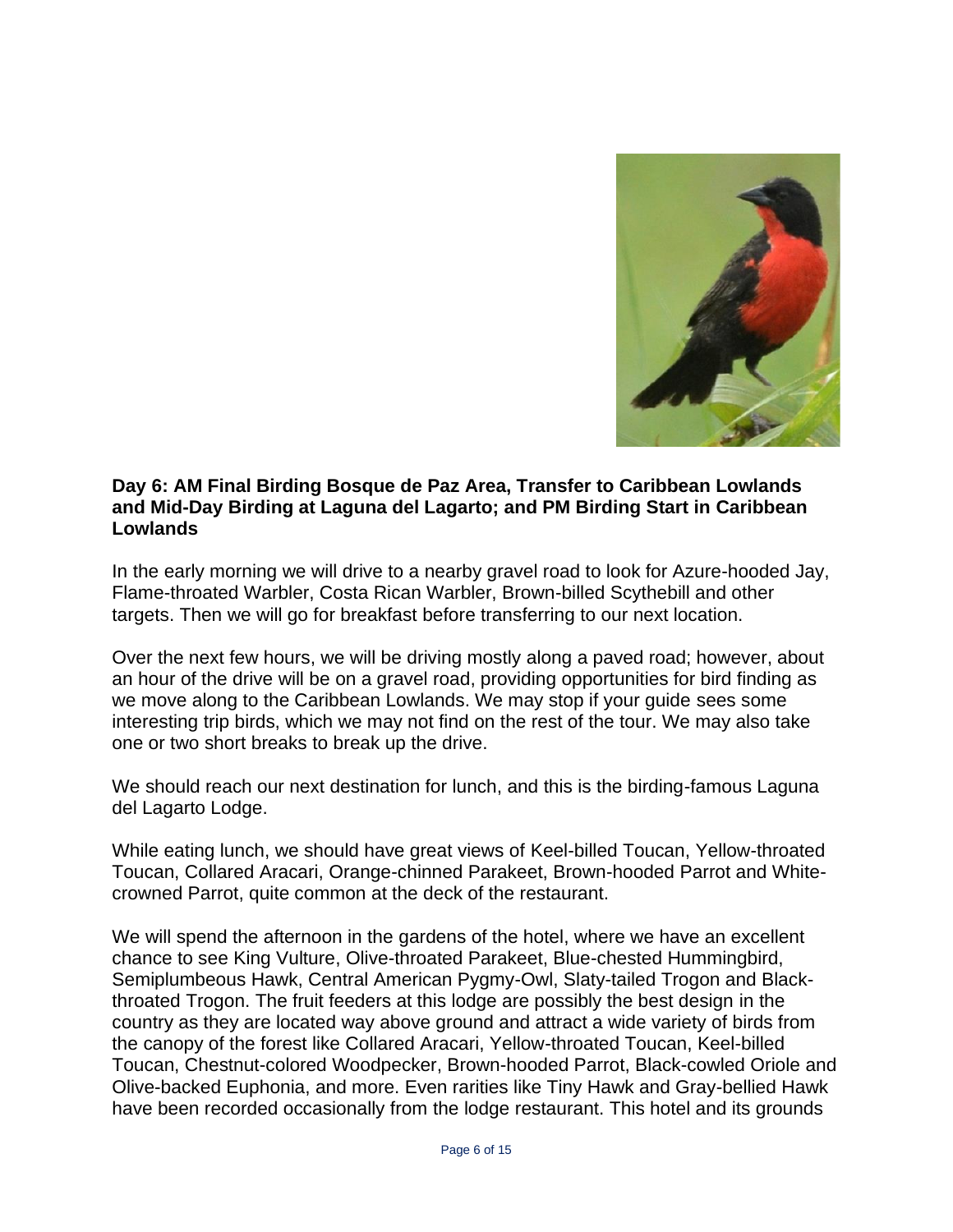**Day 6: AM Final Birding Bosque de Paz Area, Transfer to Caribbean Lowlands and Mid-Day Birding at Laguna del Lagarto; and PM Birding Start in Caribbean Lowlands**

In the early morning we will drive to a nearby gravel road to look for Azure-hooded Jay, Flame-throated Warbler, Costa Rican Warbler, Brown-billed Scythebill and other targets. Then we will go for breakfast before transferring to our next location.

Over the next few hours, we will be driving mostly along a paved road; however, about an hour of the drive will be on a gravel road, providing opportunities for bird finding as we move along to the Caribbean Lowlands. We may stop if your guide sees some interesting trip birds, which we may not find on the rest of the tour. We may also take one or two short breaks to break up the drive.

We should reach our next destination for lunch, and this is the birding-famous Laguna del Lagarto Lodge.

While eating lunch, we should have great views of Keel-billed Toucan, Yellow-throated Toucan, Collared Aracari, Orange-chinned Parakeet, Brown-hooded Parrot and White-crowned Parrot, quite common at the deck of the restaurant.

We will spend the afternoon in the gardens of the hotel, where we have an excellent chance to see King Vulture, Olive-throated Parakeet, Blue-chested Hummingbird, Semiplumbeous Hawk, Central American Pygmy-Owl, Slaty-tailed Trogon and Black-throated Trogon. The fruit feeders at this lodge are possibly the best design in the country as they are located way above ground and attract a wide variety of birds from the canopy of the forest like Collared Aracari, Yellow-throated Toucan, Keel-billed Toucan, Chestnut-colored Woodpecker, Brown-hooded Parrot, Black-cowled Oriole and Olive-backed Euphonia, and more. Even rarities like Tiny Hawk and Gray-bellied Hawk have been recorded occasionally from the lodge restaurant. This hotel and its grounds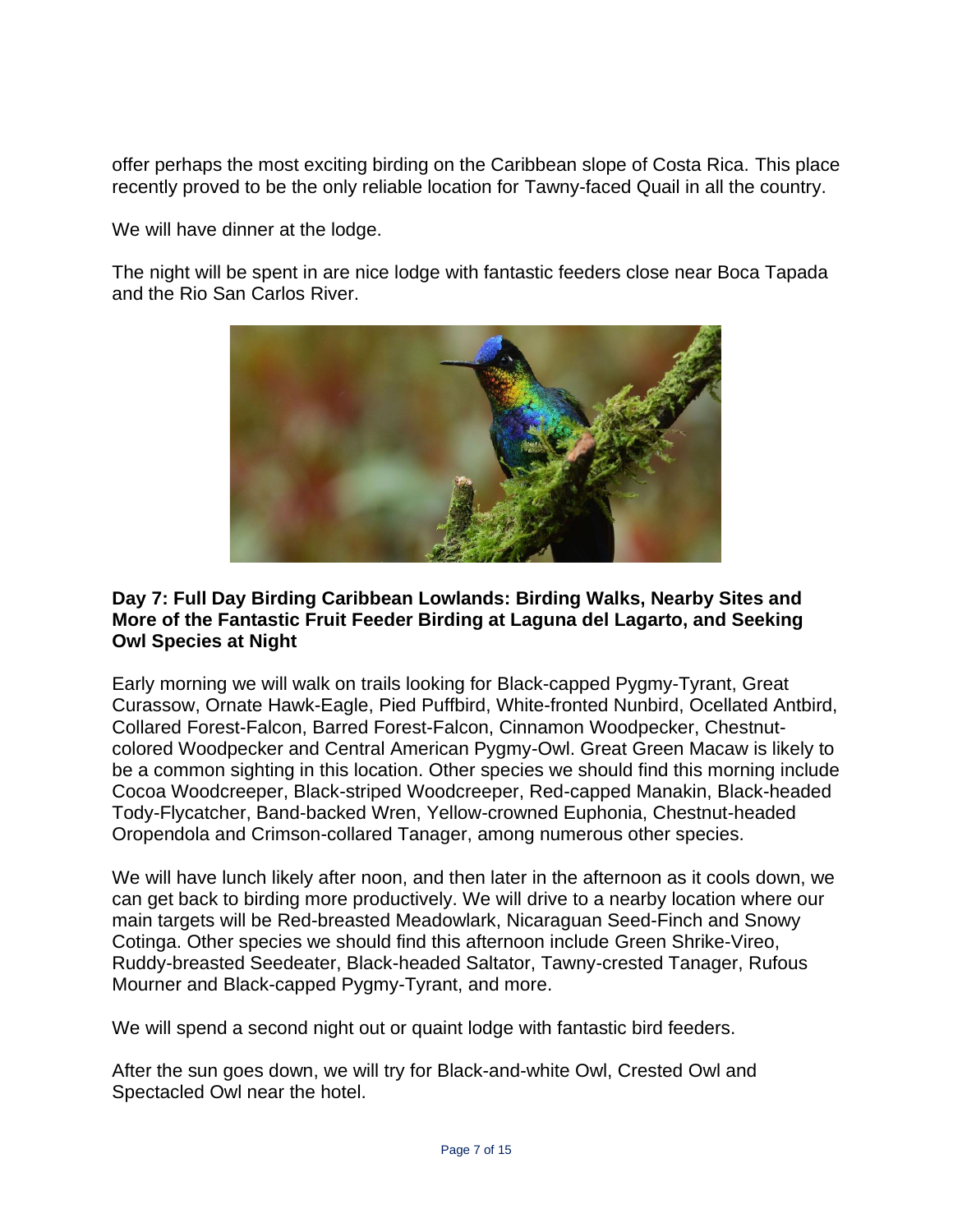offer perhaps the most exciting birding on the Caribbean slope of Costa Rica. This place recently proved to be the only reliable location for Tawny-faced Quail in all the country.

We will have dinner at the lodge.

The night will be spent in are nice lodge with fantastic feeders close near Boca Tapada and the Rio San Carlos River.

**Day 7: Full Day Birding Caribbean Lowlands: Birding Walks, Nearby Sites and More of the Fantastic Fruit Feeder Birding at Laguna del Lagarto, and Seeking Owl Species at Night**

Early morning we will walk on trails looking for Black-capped Pygmy-Tyrant, Great Curassow, Ornate Hawk-Eagle, Pied Puffbird, White-fronted Nunbird, Ocellated Antbird, Collared Forest-Falcon, Barred Forest-Falcon, Cinnamon Woodpecker, Chestnut-colored Woodpecker and Central American Pygmy-Owl. Great Green Macaw is likely to be a common sighting in this location. Other species we should find this morning include Cocoa Woodcreeper, Black-striped Woodcreeper, Red-capped Manakin, Black-headed Tody-Flycatcher, Band-backed Wren, Yellow-crowned Euphonia, Chestnut-headed Oropendola and Crimson-collared Tanager, among numerous other species.

We will have lunch likely after noon, and then later in the afternoon as it cools down, we can get back to birding more productively. We will drive to a nearby location where our main targets will be Red-breasted Meadowlark, Nicaraguan Seed-Finch and Snowy Cotinga. Other species we should find this afternoon include Green Shrike-Vireo, Ruddy-breasted Seedeater, Black-headed Saltator, Tawny-crested Tanager, Rufous Mourner and Black-capped Pygmy-Tyrant, and more.

We will spend a second night out or quaint lodge with fantastic bird feeders.

After the sun goes down, we will try for Black-and-white Owl, Crested Owl and Spectacled Owl near the hotel.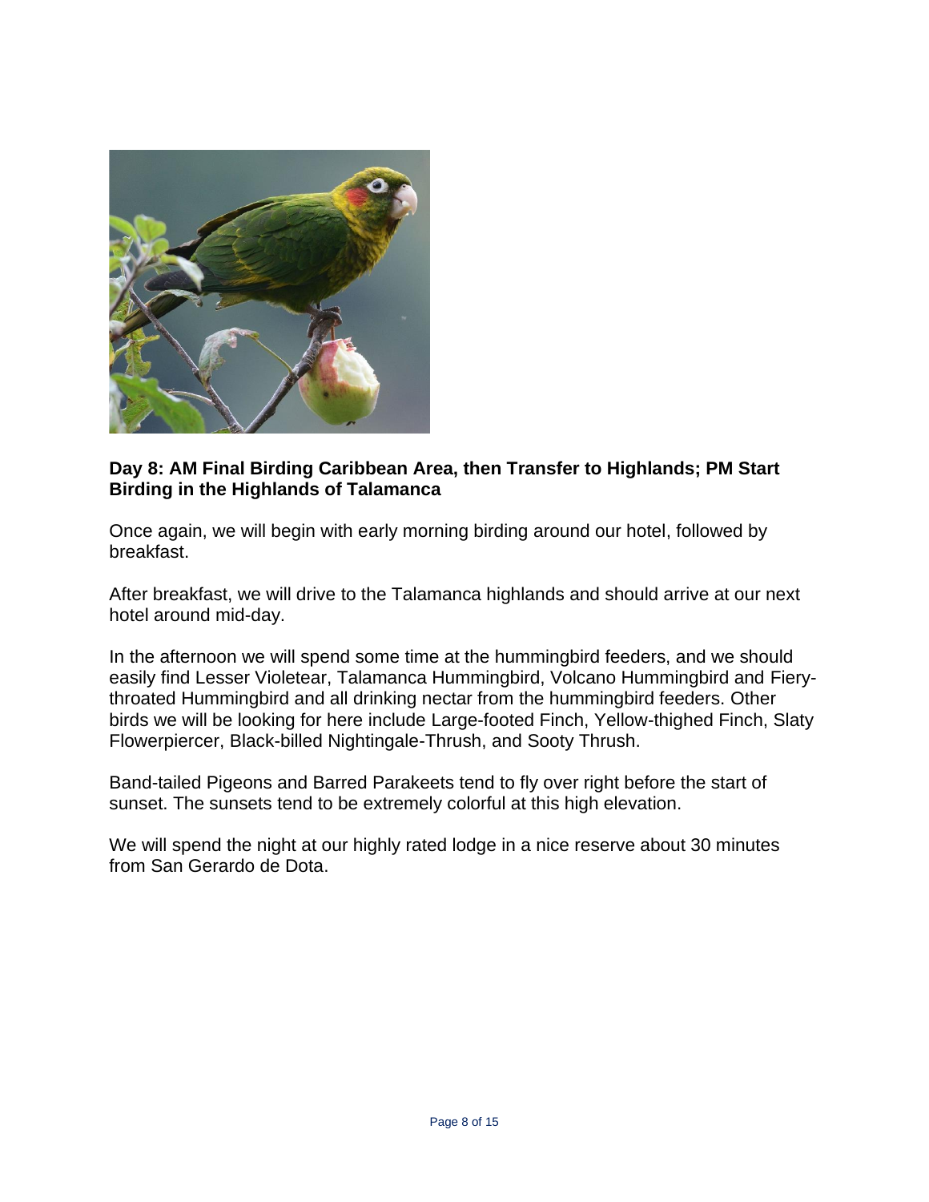**Day 8: AM Final Birding Caribbean Area, then Transfer to Highlands; PM Start Birding in the Highlands of Talamanca**

Once again, we will begin with early morning birding around our hotel, followed by breakfast.

After breakfast, we will drive to the Talamanca highlands and should arrive at our next hotel around mid-day.

In the afternoon we will spend some time at the hummingbird feeders, and we should easily find Lesser Violetear, Talamanca Hummingbird, Volcano Hummingbird and Fiery-throated Hummingbird and all drinking nectar from the hummingbird feeders. Other birds we will be looking for here include Large-footed Finch, Yellow-thighed Finch, Slaty Flowerpiercer, Black-billed Nightingale-Thrush, and Sooty Thrush.

Band-tailed Pigeons and Barred Parakeets tend to fly over right before the start of sunset. The sunsets tend to be extremely colorful at this high elevation.

We will spend the night at our highly rated lodge in a nice reserve about 30 minutes from San Gerardo de Dota.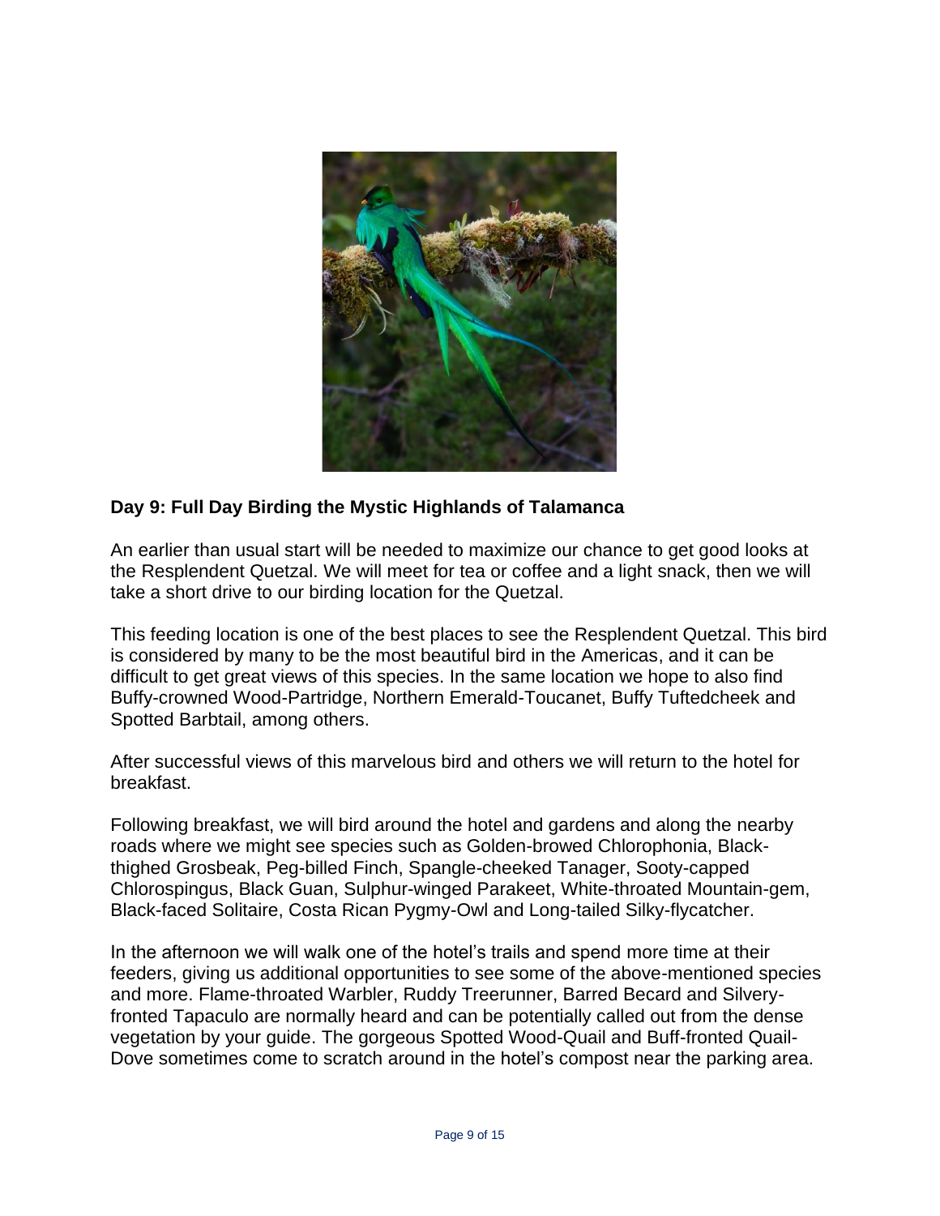**Day 9: Full Day Birding the Mystic Highlands of Talamanca**

An earlier than usual start will be needed to maximize our chance to get good looks at the Resplendent Quetzal. We will meet for tea or coffee and a light snack, then we will take a short drive to our birding location for the Quetzal.

This feeding location is one of the best places to see the Resplendent Quetzal. This bird is considered by many to be the most beautiful bird in the Americas, and it can be difficult to get great views of this species. In the same location we hope to also find Buffy-crowned Wood-Partridge, Northern Emerald-Toucanet, Buffy Tuftedcheek and Spotted Barbtail, among others.

After successful views of this marvelous bird and others we will return to the hotel for breakfast.

Following breakfast, we will bird around the hotel and gardens and along the nearby roads where we might see species such as Golden-browed Chlorophonia, Black-thighed Grosbeak, Peg-billed Finch, Spangle-cheeked Tanager, Sooty-capped Chlorospingus, Black Guan, Sulphur-winged Parakeet, White-throated Mountain-gem, Black-faced Solitaire, Costa Rican Pygmy-Owl and Long-tailed Silky-flycatcher.

In the afternoon we will walk one of the hotel's trails and spend more time at their feeders, giving us additional opportunities to see some of the above-mentioned species and more. Flame-throated Warbler, Ruddy Treerunner, Barred Becard and Silvery-fronted Tapaculo are normally heard and can be potentially called out from the dense vegetation by your guide. The gorgeous Spotted Wood-Quail and Buff-fronted Quail-Dove sometimes come to scratch around in the hotel's compost near the parking area.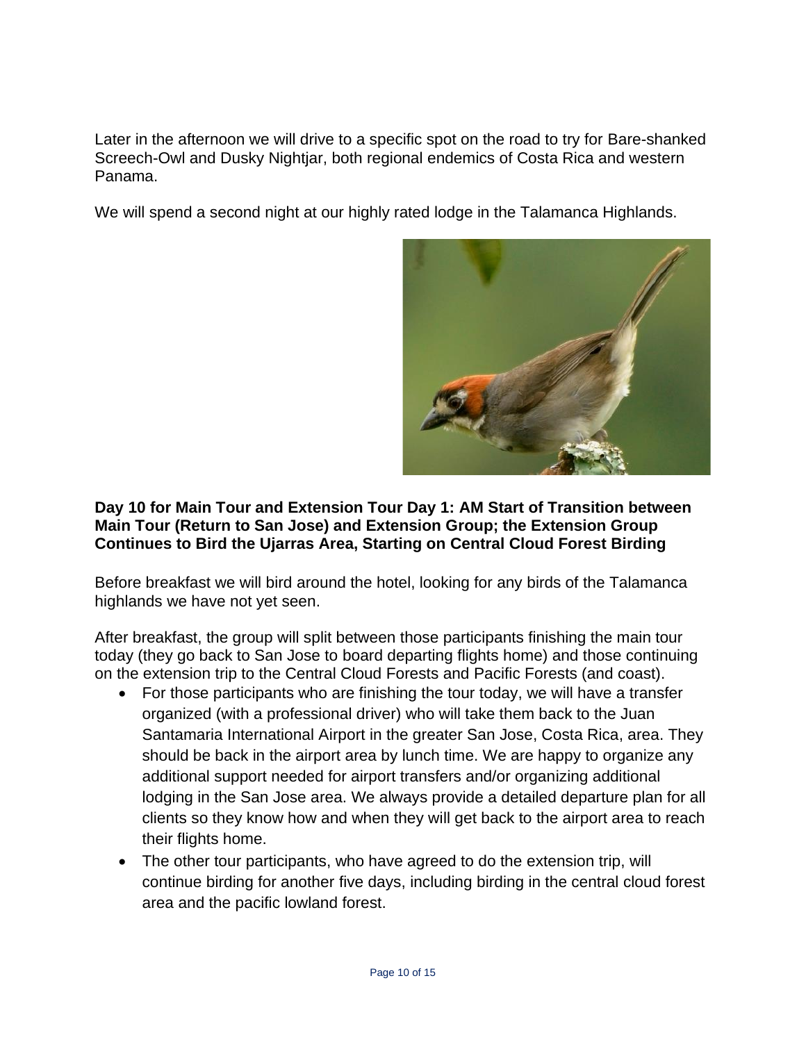Later in the afternoon we will drive to a specific spot on the road to try for Bare-shanked Screech-Owl and Dusky Nightjar, both regional endemics of Costa Rica and western Panama.

We will spend a second night at our highly rated lodge in the Talamanca Highlands.

**Day 10 for Main Tour and Extension Tour Day 1: AM Start of Transition between Main Tour (Return to San Jose) and Extension Group; the Extension Group Continues to Bird the Ujarras Area, Starting on Central Cloud Forest Birding**

Before breakfast we will bird around the hotel, looking for any birds of the Talamanca highlands we have not yet seen.

After breakfast, the group will split between those participants finishing the main tour today (they go back to San Jose to board departing flights home) and those continuing on the extension trip to the Central Cloud Forests and Pacific Forests (and coast).

- For those participants who are finishing the tour today, we will have a transfer organized (with a professional driver) who will take them back to the Juan Santamaria International Airport in the greater San Jose, Costa Rica, area. They should be back in the airport area by lunch time. We are happy to organize any additional support needed for airport transfers and/or organizing additional lodging in the San Jose area. We always provide a detailed departure plan for all clients so they know how and when they will get back to the airport area to reach their flights home.
- The other tour participants, who have agreed to do the extension trip, will continue birding for another five days, including birding in the central cloud forest area and the pacific lowland forest.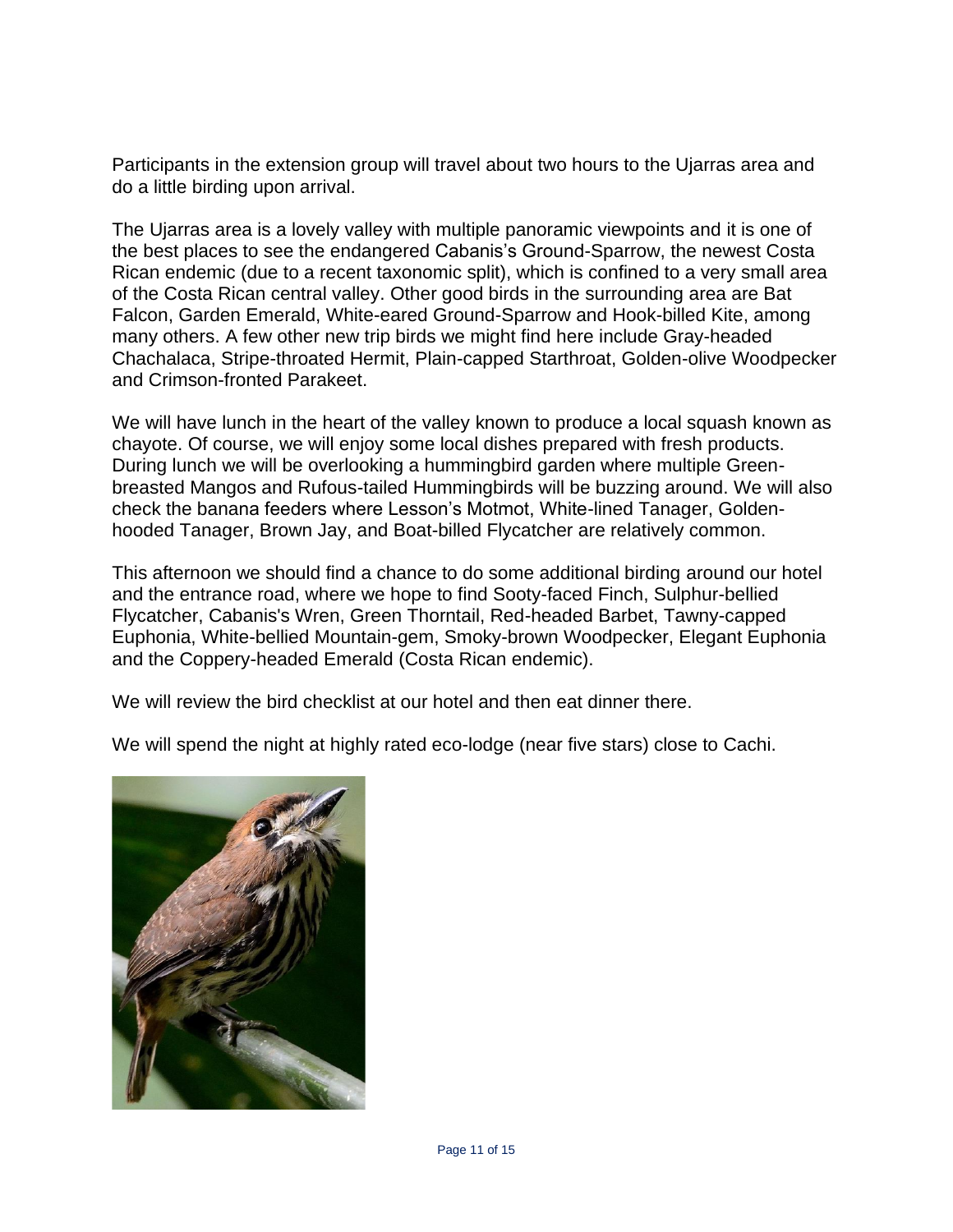Participants in the extension group will travel about two hours to the Ujarras area and do a little birding upon arrival.

The Ujarras area is a lovely valley with multiple panoramic viewpoints and it is one of the best places to see the endangered Cabanis's Ground-Sparrow, the newest Costa Rican endemic (due to a recent taxonomic split), which is confined to a very small area of the Costa Rican central valley. Other good birds in the surrounding area are Bat Falcon, Garden Emerald, White-eared Ground-Sparrow and Hook-billed Kite, among many others. A few other new trip birds we might find here include Gray-headed Chachalaca, Stripe-throated Hermit, Plain-capped Starthroat, Golden-olive Woodpecker and Crimson-fronted Parakeet.

We will have lunch in the heart of the valley known to produce a local squash known as chayote. Of course, we will enjoy some local dishes prepared with fresh products. During lunch we will be overlooking a hummingbird garden where multiple Green-breasted Mangos and Rufous-tailed Hummingbirds will be buzzing around. We will also check the banana feeders where Lesson's Motmot, White-lined Tanager, Golden-hooded Tanager, Brown Jay, and Boat-billed Flycatcher are relatively common.

This afternoon we should find a chance to do some additional birding around our hotel and the entrance road, where we hope to find Sooty-faced Finch, Sulphur-bellied Flycatcher, Cabanis's Wren, Green Thorntail, Red-headed Barbet, Tawny-capped Euphonia, White-bellied Mountain-gem, Smoky-brown Woodpecker, Elegant Euphonia and the Coppery-headed Emerald (Costa Rican endemic).

We will review the bird checklist at our hotel and then eat dinner there.

We will spend the night at highly rated eco-lodge (near five stars) close to Cachi.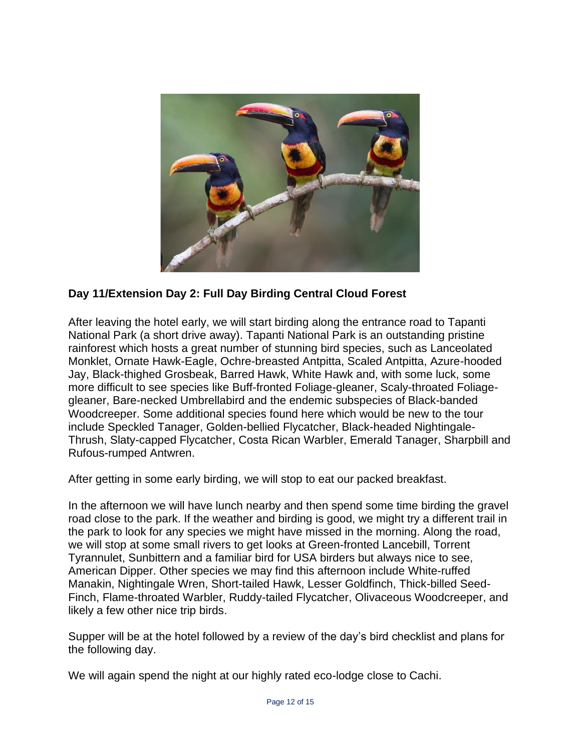**Day 11/Extension Day 2: Full Day Birding Central Cloud Forest**

After leaving the hotel early, we will start birding along the entrance road to Tapanti National Park (a short drive away). Tapanti National Park is an outstanding pristine rainforest which hosts a great number of stunning bird species, such as Lanceolated Monklet, Ornate Hawk-Eagle, Ochre-breasted Antpitta, Scaled Antpitta, Azure-hooded Jay, Black-thighed Grosbeak, Barred Hawk, White Hawk and, with some luck, some more difficult to see species like Buff-fronted Foliage-gleaner, Scaly-throated Foliage-gleaner, Bare-necked Umbrellabird and the endemic subspecies of Black-banded Woodcreeper. Some additional species found here which would be new to the tour include Speckled Tanager, Golden-bellied Flycatcher, Black-headed Nightingale-Thrush, Slaty-capped Flycatcher, Costa Rican Warbler, Emerald Tanager, Sharpbill and Rufous-rumped Antwren.

After getting in some early birding, we will stop to eat our packed breakfast.

In the afternoon we will have lunch nearby and then spend some time birding the gravel road close to the park. If the weather and birding is good, we might try a different trail in the park to look for any species we might have missed in the morning. Along the road, we will stop at some small rivers to get looks at Green-fronted Lancebill, Torrent Tyrannulet, Sunbittern and a familiar bird for USA birders but always nice to see, American Dipper. Other species we may find this afternoon include White-ruffed Manakin, Nightingale Wren, Short-tailed Hawk, Lesser Goldfinch, Thick-billed Seed-Finch, Flame-throated Warbler, Ruddy-tailed Flycatcher, Olivaceous Woodcreeper, and likely a few other nice trip birds.

Supper will be at the hotel followed by a review of the day's bird checklist and plans for the following day.

We will again spend the night at our highly rated eco-lodge close to Cachi.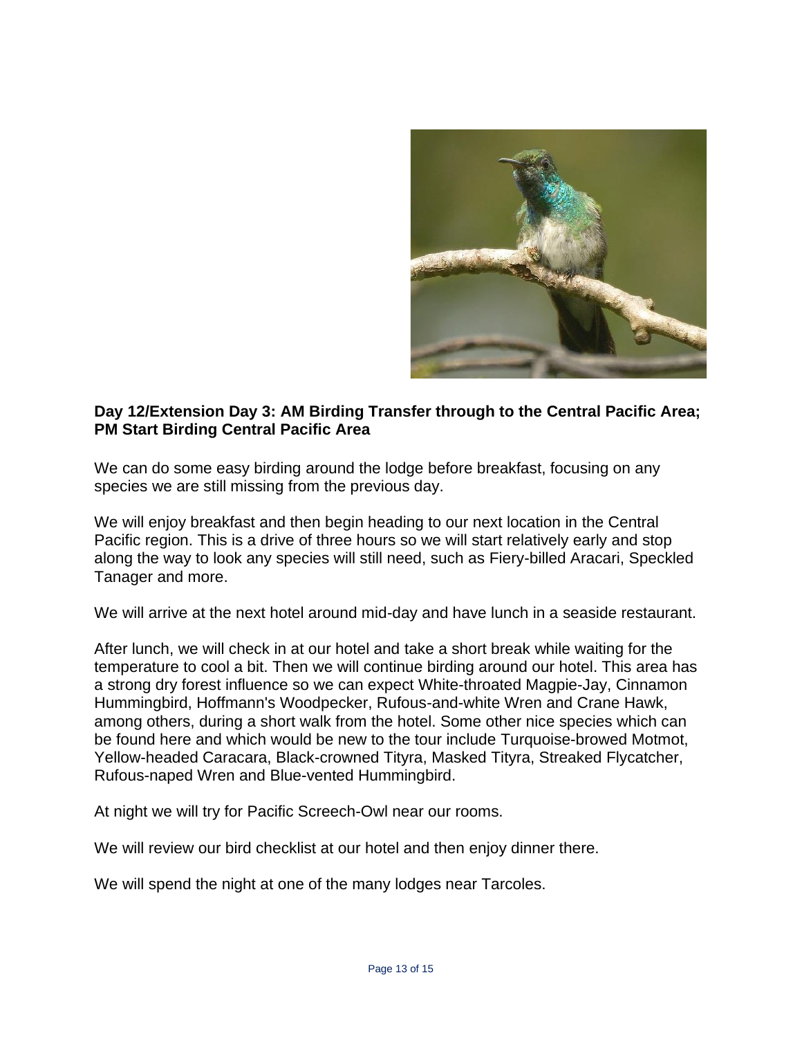**Day 12/Extension Day 3: AM Birding Transfer through to the Central Pacific Area; PM Start Birding Central Pacific Area**

We can do some easy birding around the lodge before breakfast, focusing on any species we are still missing from the previous day.

We will enjoy breakfast and then begin heading to our next location in the Central Pacific region. This is a drive of three hours so we will start relatively early and stop along the way to look any species will still need, such as Fiery-billed Aracari, Speckled Tanager and more.

We will arrive at the next hotel around mid-day and have lunch in a seaside restaurant.

After lunch, we will check in at our hotel and take a short break while waiting for the temperature to cool a bit. Then we will continue birding around our hotel. This area has a strong dry forest influence so we can expect White-throated Magpie-Jay, Cinnamon Hummingbird, Hoffmann's Woodpecker, Rufous-and-white Wren and Crane Hawk, among others, during a short walk from the hotel. Some other nice species which can be found here and which would be new to the tour include Turquoise-browed Motmot, Yellow-headed Caracara, Black-crowned Tityra, Masked Tityra, Streaked Flycatcher, Rufous-naped Wren and Blue-vented Hummingbird.

At night we will try for Pacific Screech-Owl near our rooms.

We will review our bird checklist at our hotel and then enjoy dinner there.

We will spend the night at one of the many lodges near Tarcoles.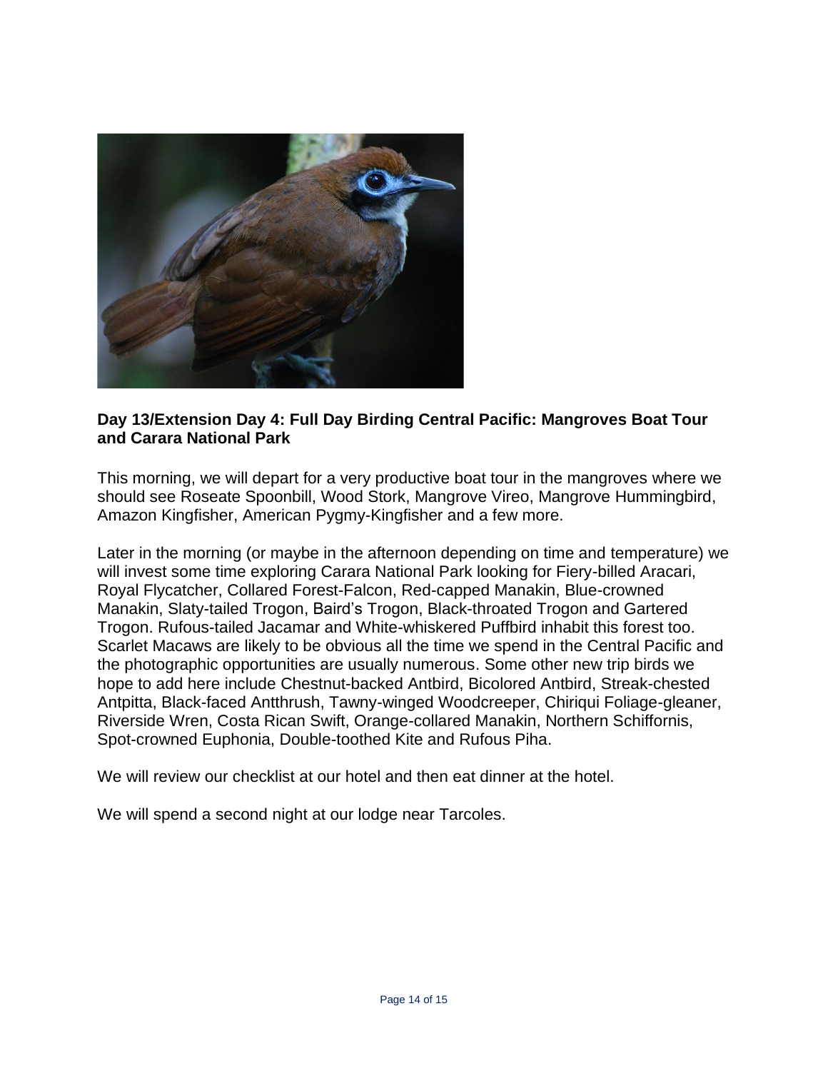**Day 13/Extension Day 4: Full Day Birding Central Pacific: Mangroves Boat Tour and Carara National Park**

This morning, we will depart for a very productive boat tour in the mangroves where we should see Roseate Spoonbill, Wood Stork, Mangrove Vireo, Mangrove Hummingbird, Amazon Kingfisher, American Pygmy-Kingfisher and a few more.

Later in the morning (or maybe in the afternoon depending on time and temperature) we will invest some time exploring Carara National Park looking for Fiery-billed Aracari, Royal Flycatcher, Collared Forest-Falcon, Red-capped Manakin, Blue-crowned Manakin, Slaty-tailed Trogon, Baird's Trogon, Black-throated Trogon and Gartered Trogon. Rufous-tailed Jacamar and White-whiskered Puffbird inhabit this forest too. Scarlet Macaws are likely to be obvious all the time we spend in the Central Pacific and the photographic opportunities are usually numerous. Some other new trip birds we hope to add here include Chestnut-backed Antbird, Bicolored Antbird, Streak-chested Antpitta, Black-faced Antthrush, Tawny-winged Woodcreeper, Chiriqui Foliage-gleaner, Riverside Wren, Costa Rican Swift, Orange-collared Manakin, Northern Schiffornis, Spot-crowned Euphonia, Double-toothed Kite and Rufous Piha.

We will review our checklist at our hotel and then eat dinner at the hotel.

We will spend a second night at our lodge near Tarcoles.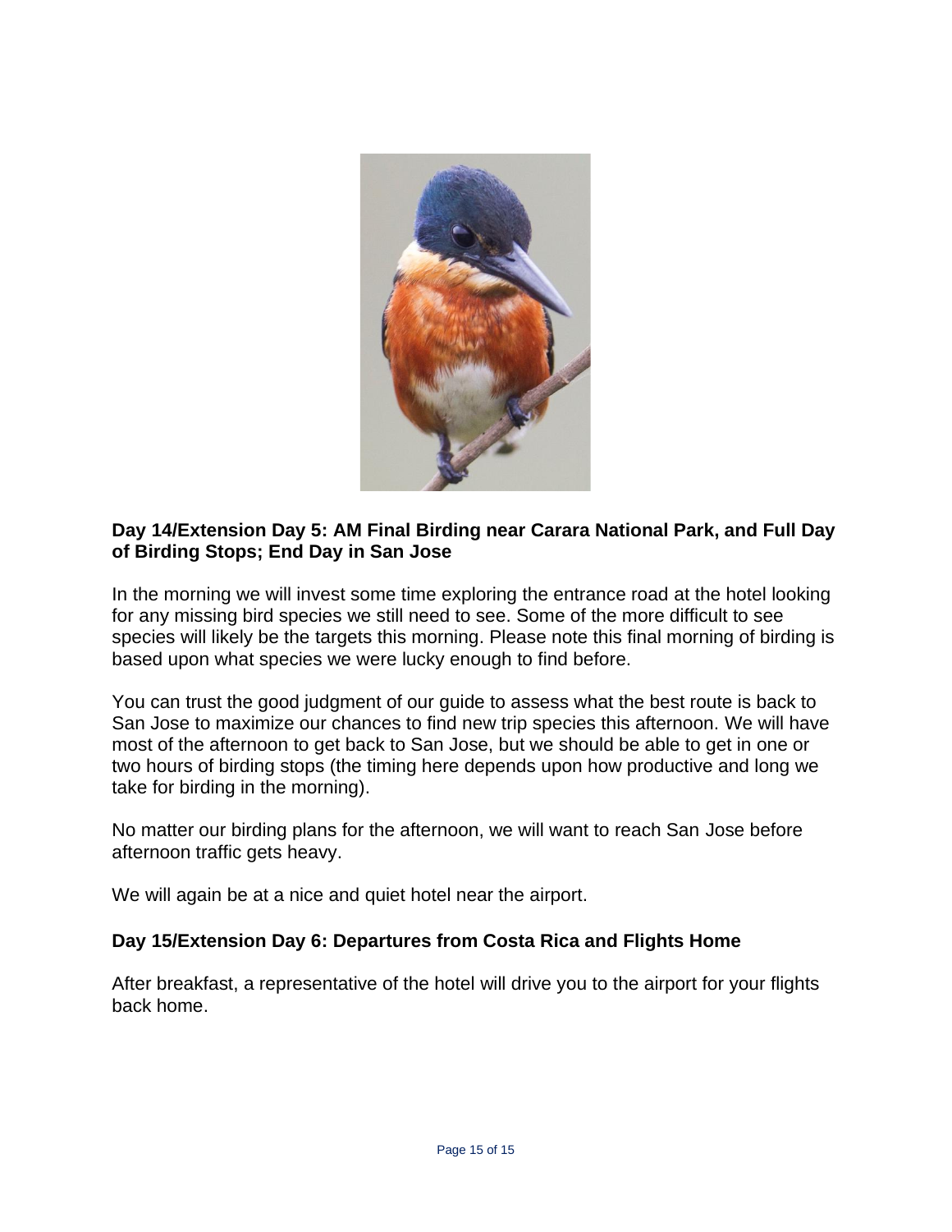**Day 14/Extension Day 5: AM Final Birding near Carara National Park, and Full Day of Birding Stops; End Day in San Jose**

In the morning we will invest some time exploring the entrance road at the hotel looking for any missing bird species we still need to see. Some of the more difficult to see species will likely be the targets this morning. Please note this final morning of birding is based upon what species we were lucky enough to find before.

You can trust the good judgment of our guide to assess what the best route is back to San Jose to maximize our chances to find new trip species this afternoon. We will have most of the afternoon to get back to San Jose, but we should be able to get in one or two hours of birding stops (the timing here depends upon how productive and long we take for birding in the morning).

No matter our birding plans for the afternoon, we will want to reach San Jose before afternoon traffic gets heavy.

We will again be at a nice and quiet hotel near the airport.

**Day 15/Extension Day 6: Departures from Costa Rica and Flights Home**

After breakfast, a representative of the hotel will drive you to the airport for your flights back home.